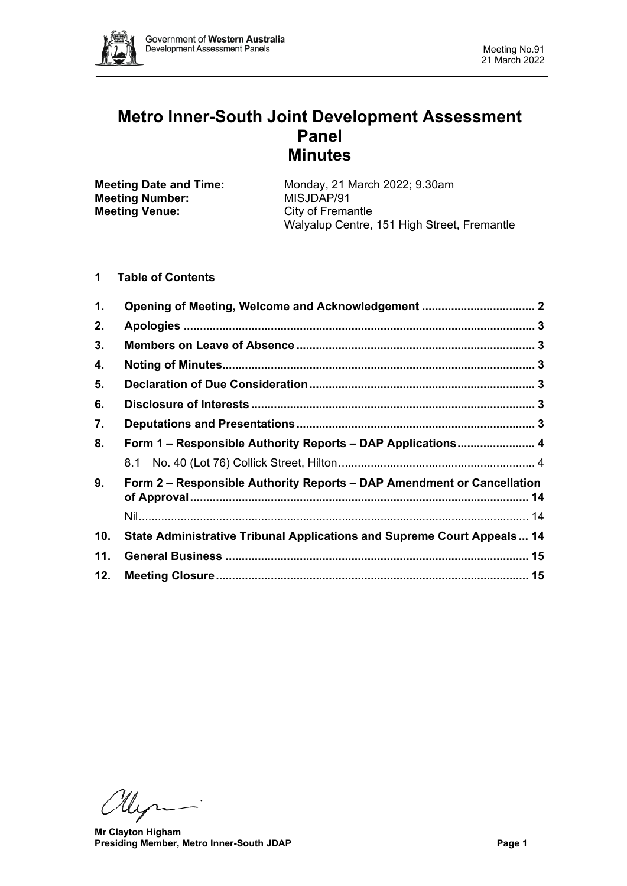# Metro Inner-South Joint Development Assessment Panel Minutes

**Meeting Date and Time:** Monday, 21 March 2022; 9.30am
**Meeting Number:** MISJDAP/91
**Meeting Venue:** City of Fremantle
Walyalup Centre, 151 High Street, Fremantle

## 1 Table of Contents

1. **Opening of Meeting, Welcome and Acknowledgement** ..... 2
2. **Apologies** ..... 3
3. **Members on Leave of Absence** ..... 3
4. **Noting of Minutes** ..... 3
5. **Declaration of Due Consideration** ..... 3
6. **Disclosure of Interests** ..... 3
7. **Deputations and Presentations** ..... 3
8. **Form 1 – Responsible Authority Reports – DAP Applications** ..... 4
   - 8.1 No. 40 (Lot 76) Collick Street, Hilton ..... 4
9. **Form 2 – Responsible Authority Reports – DAP Amendment or Cancellation of Approval** ..... 14
   - Nil ..... 14
10. **State Administrative Tribunal Applications and Supreme Court Appeals** ..... 14
11. **General Business** ..... 15
12. **Meeting Closure** ..... 15

**Mr Clayton Higham**
**Presiding Member, Metro Inner-South JDAP**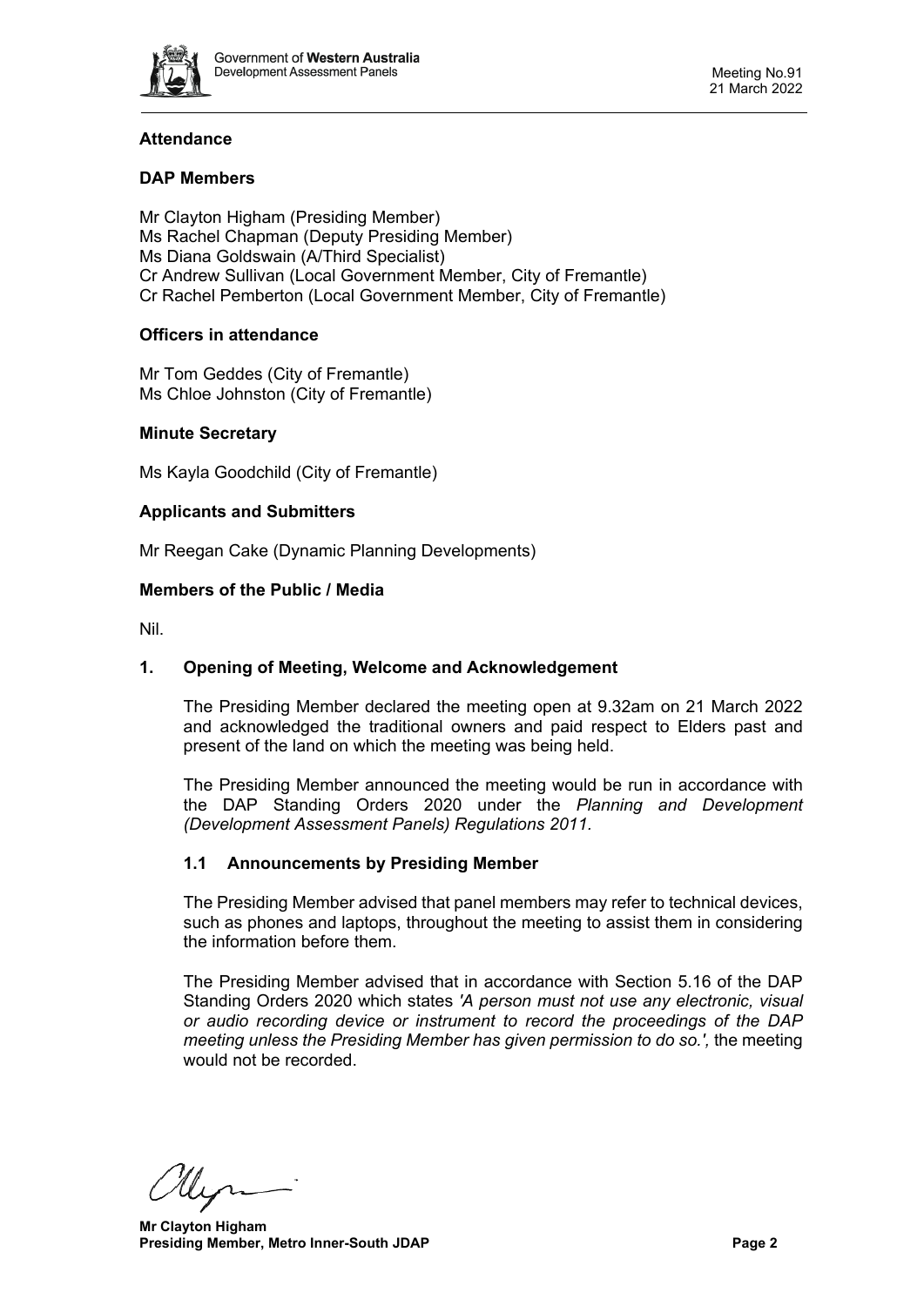## Attendance

### DAP Members

Mr Clayton Higham (Presiding Member)
Ms Rachel Chapman (Deputy Presiding Member)
Ms Diana Goldswain (A/Third Specialist)
Cr Andrew Sullivan (Local Government Member, City of Fremantle)
Cr Rachel Pemberton (Local Government Member, City of Fremantle)

### Officers in attendance

Mr Tom Geddes (City of Fremantle)
Ms Chloe Johnston (City of Fremantle)

### Minute Secretary

Ms Kayla Goodchild (City of Fremantle)

### Applicants and Submitters

Mr Reegan Cake (Dynamic Planning Developments)

### Members of the Public / Media

Nil.

## 1. Opening of Meeting, Welcome and Acknowledgement

The Presiding Member declared the meeting open at 9.32am on 21 March 2022 and acknowledged the traditional owners and paid respect to Elders past and present of the land on which the meeting was being held.

The Presiding Member announced the meeting would be run in accordance with the DAP Standing Orders 2020 under the *Planning and Development (Development Assessment Panels) Regulations 2011.*

### 1.1 Announcements by Presiding Member

The Presiding Member advised that panel members may refer to technical devices, such as phones and laptops, throughout the meeting to assist them in considering the information before them.

The Presiding Member advised that in accordance with Section 5.16 of the DAP Standing Orders 2020 which states *'A person must not use any electronic, visual or audio recording device or instrument to record the proceedings of the DAP meeting unless the Presiding Member has given permission to do so.',* the meeting would not be recorded.

**Mr Clayton Higham**
**Presiding Member, Metro Inner-South JDAP**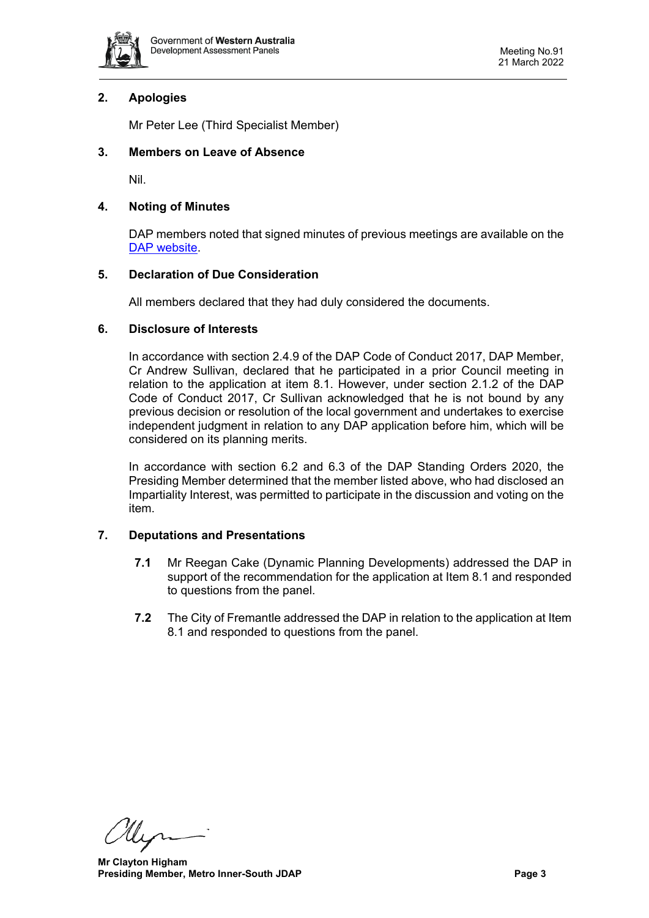## 2. Apologies

Mr Peter Lee (Third Specialist Member)

## 3. Members on Leave of Absence

Nil.

## 4. Noting of Minutes

DAP members noted that signed minutes of previous meetings are available on the DAP website.

## 5. Declaration of Due Consideration

All members declared that they had duly considered the documents.

## 6. Disclosure of Interests

In accordance with section 2.4.9 of the DAP Code of Conduct 2017, DAP Member, Cr Andrew Sullivan, declared that he participated in a prior Council meeting in relation to the application at item 8.1. However, under section 2.1.2 of the DAP Code of Conduct 2017, Cr Sullivan acknowledged that he is not bound by any previous decision or resolution of the local government and undertakes to exercise independent judgment in relation to any DAP application before him, which will be considered on its planning merits.

In accordance with section 6.2 and 6.3 of the DAP Standing Orders 2020, the Presiding Member determined that the member listed above, who had disclosed an Impartiality Interest, was permitted to participate in the discussion and voting on the item.

## 7. Deputations and Presentations

**7.1** Mr Reegan Cake (Dynamic Planning Developments) addressed the DAP in support of the recommendation for the application at Item 8.1 and responded to questions from the panel.

**7.2** The City of Fremantle addressed the DAP in relation to the application at Item 8.1 and responded to questions from the panel.

**Mr Clayton Higham**
**Presiding Member, Metro Inner-South JDAP**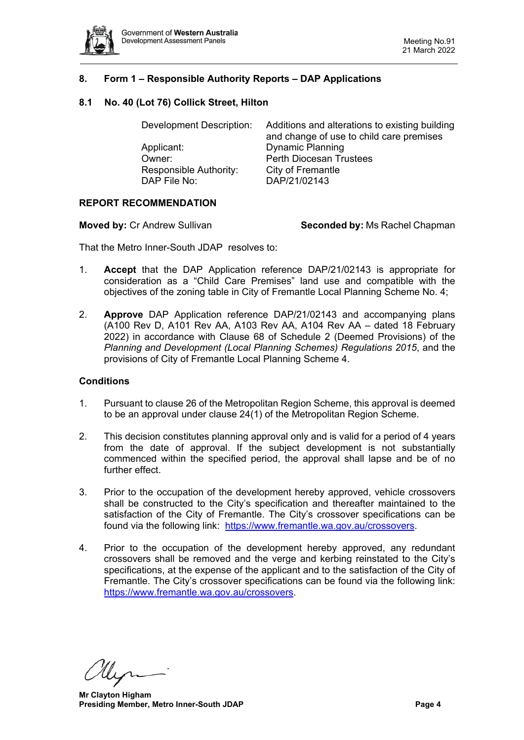## 8. Form 1 – Responsible Authority Reports – DAP Applications

### 8.1 No. 40 (Lot 76) Collick Street, Hilton

| | |
|---|---|
| Development Description: | Additions and alterations to existing building and change of use to child care premises |
| Applicant: | Dynamic Planning |
| Owner: | Perth Diocesan Trustees |
| Responsible Authority: | City of Fremantle |
| DAP File No: | DAP/21/02143 |

**REPORT RECOMMENDATION**

**Moved by:** Cr Andrew Sullivan **Seconded by:** Ms Rachel Chapman

That the Metro Inner-South JDAP resolves to:

1. **Accept** that the DAP Application reference DAP/21/02143 is appropriate for consideration as a "Child Care Premises" land use and compatible with the objectives of the zoning table in City of Fremantle Local Planning Scheme No. 4;

2. **Approve** DAP Application reference DAP/21/02143 and accompanying plans (A100 Rev D, A101 Rev AA, A103 Rev AA, A104 Rev AA – dated 18 February 2022) in accordance with Clause 68 of Schedule 2 (Deemed Provisions) of the *Planning and Development (Local Planning Schemes) Regulations 2015*, and the provisions of City of Fremantle Local Planning Scheme 4.

**Conditions**

1. Pursuant to clause 26 of the Metropolitan Region Scheme, this approval is deemed to be an approval under clause 24(1) of the Metropolitan Region Scheme.

2. This decision constitutes planning approval only and is valid for a period of 4 years from the date of approval. If the subject development is not substantially commenced within the specified period, the approval shall lapse and be of no further effect.

3. Prior to the occupation of the development hereby approved, vehicle crossovers shall be constructed to the City's specification and thereafter maintained to the satisfaction of the City of Fremantle. The City's crossover specifications can be found via the following link: https://www.fremantle.wa.gov.au/crossovers.

4. Prior to the occupation of the development hereby approved, any redundant crossovers shall be removed and the verge and kerbing reinstated to the City's specifications, at the expense of the applicant and to the satisfaction of the City of Fremantle. The City's crossover specifications can be found via the following link: https://www.fremantle.wa.gov.au/crossovers.

**Mr Clayton Higham**
**Presiding Member, Metro Inner-South JDAP**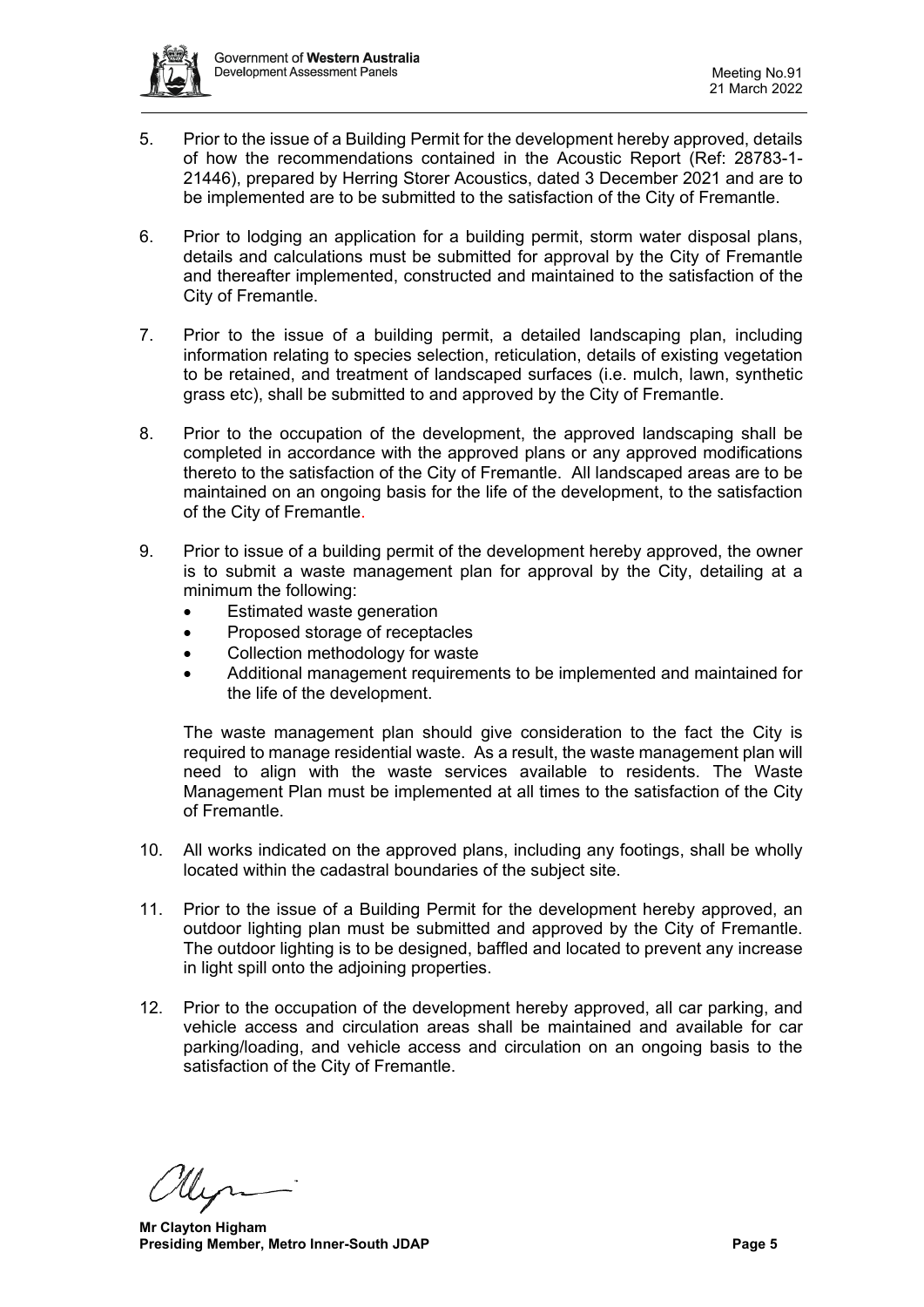5. Prior to the issue of a Building Permit for the development hereby approved, details of how the recommendations contained in the Acoustic Report (Ref: 28783-1-21446), prepared by Herring Storer Acoustics, dated 3 December 2021 and are to be implemented are to be submitted to the satisfaction of the City of Fremantle.

6. Prior to lodging an application for a building permit, storm water disposal plans, details and calculations must be submitted for approval by the City of Fremantle and thereafter implemented, constructed and maintained to the satisfaction of the City of Fremantle.

7. Prior to the issue of a building permit, a detailed landscaping plan, including information relating to species selection, reticulation, details of existing vegetation to be retained, and treatment of landscaped surfaces (i.e. mulch, lawn, synthetic grass etc), shall be submitted to and approved by the City of Fremantle.

8. Prior to the occupation of the development, the approved landscaping shall be completed in accordance with the approved plans or any approved modifications thereto to the satisfaction of the City of Fremantle. All landscaped areas are to be maintained on an ongoing basis for the life of the development, to the satisfaction of the City of Fremantle.

9. Prior to issue of a building permit of the development hereby approved, the owner is to submit a waste management plan for approval by the City, detailing at a minimum the following:
   - Estimated waste generation
   - Proposed storage of receptacles
   - Collection methodology for waste
   - Additional management requirements to be implemented and maintained for the life of the development.

   The waste management plan should give consideration to the fact the City is required to manage residential waste. As a result, the waste management plan will need to align with the waste services available to residents. The Waste Management Plan must be implemented at all times to the satisfaction of the City of Fremantle.

10. All works indicated on the approved plans, including any footings, shall be wholly located within the cadastral boundaries of the subject site.

11. Prior to the issue of a Building Permit for the development hereby approved, an outdoor lighting plan must be submitted and approved by the City of Fremantle. The outdoor lighting is to be designed, baffled and located to prevent any increase in light spill onto the adjoining properties.

12. Prior to the occupation of the development hereby approved, all car parking, and vehicle access and circulation areas shall be maintained and available for car parking/loading, and vehicle access and circulation on an ongoing basis to the satisfaction of the City of Fremantle.

**Mr Clayton Higham**
**Presiding Member, Metro Inner-South JDAP**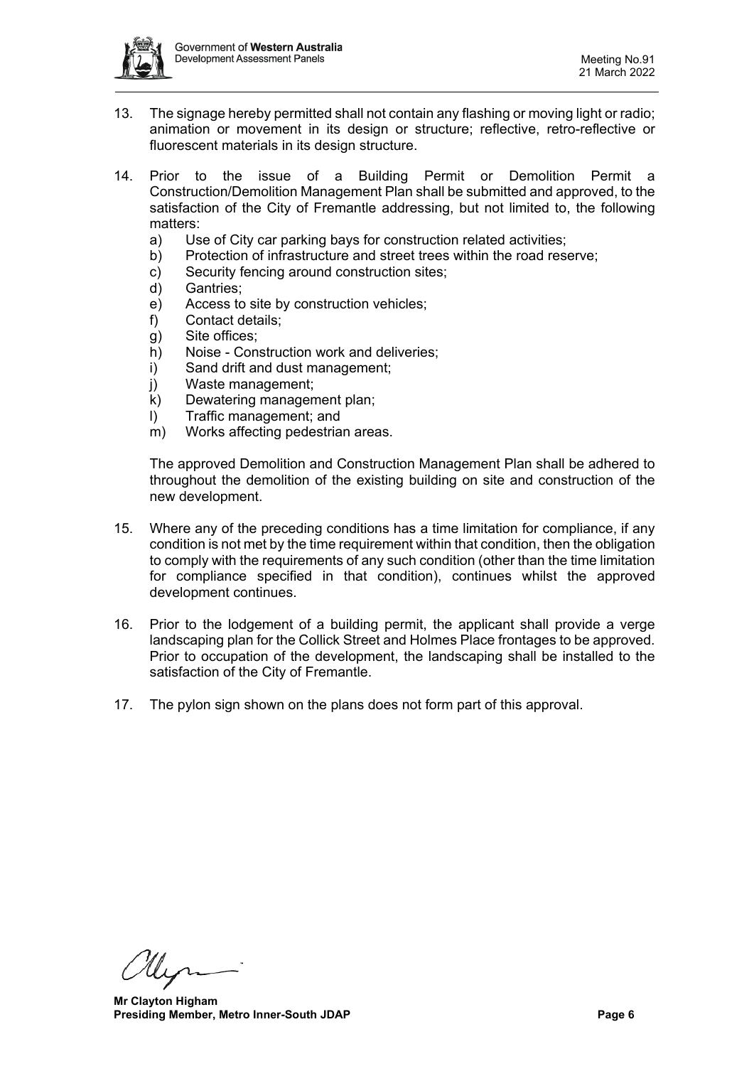13. The signage hereby permitted shall not contain any flashing or moving light or radio; animation or movement in its design or structure; reflective, retro-reflective or fluorescent materials in its design structure.

14. Prior to the issue of a Building Permit or Demolition Permit a Construction/Demolition Management Plan shall be submitted and approved, to the satisfaction of the City of Fremantle addressing, but not limited to, the following matters:
    a) Use of City car parking bays for construction related activities;
    b) Protection of infrastructure and street trees within the road reserve;
    c) Security fencing around construction sites;
    d) Gantries;
    e) Access to site by construction vehicles;
    f) Contact details;
    g) Site offices;
    h) Noise - Construction work and deliveries;
    i) Sand drift and dust management;
    j) Waste management;
    k) Dewatering management plan;
    l) Traffic management; and
    m) Works affecting pedestrian areas.

    The approved Demolition and Construction Management Plan shall be adhered to throughout the demolition of the existing building on site and construction of the new development.

15. Where any of the preceding conditions has a time limitation for compliance, if any condition is not met by the time requirement within that condition, then the obligation to comply with the requirements of any such condition (other than the time limitation for compliance specified in that condition), continues whilst the approved development continues.

16. Prior to the lodgement of a building permit, the applicant shall provide a verge landscaping plan for the Collick Street and Holmes Place frontages to be approved. Prior to occupation of the development, the landscaping shall be installed to the satisfaction of the City of Fremantle.

17. The pylon sign shown on the plans does not form part of this approval.

**Mr Clayton Higham**
**Presiding Member, Metro Inner-South JDAP**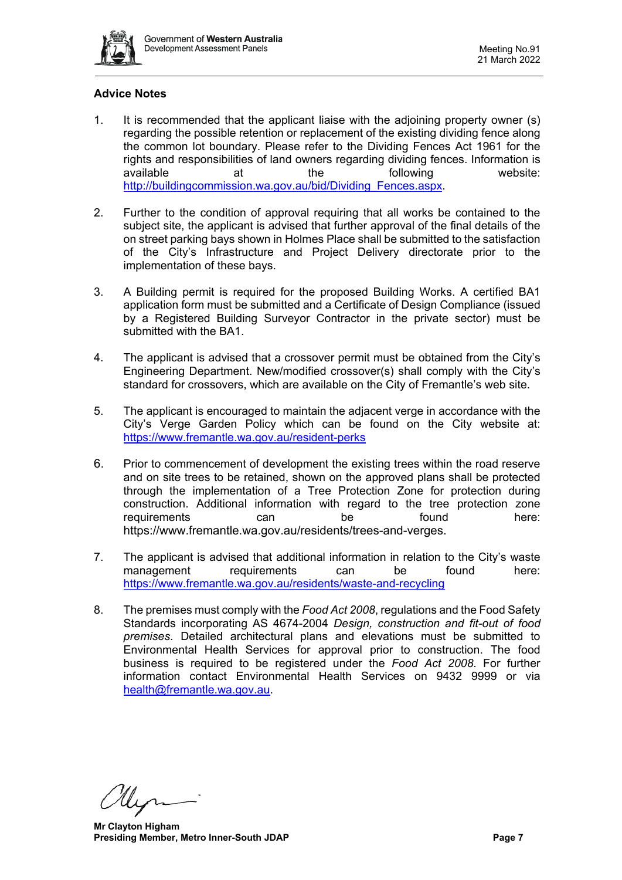**Advice Notes**

1. It is recommended that the applicant liaise with the adjoining property owner (s) regarding the possible retention or replacement of the existing dividing fence along the common lot boundary. Please refer to the Dividing Fences Act 1961 for the rights and responsibilities of land owners regarding dividing fences. Information is available at the following website: http://buildingcommission.wa.gov.au/bid/Dividing_Fences.aspx.

2. Further to the condition of approval requiring that all works be contained to the subject site, the applicant is advised that further approval of the final details of the on street parking bays shown in Holmes Place shall be submitted to the satisfaction of the City's Infrastructure and Project Delivery directorate prior to the implementation of these bays.

3. A Building permit is required for the proposed Building Works. A certified BA1 application form must be submitted and a Certificate of Design Compliance (issued by a Registered Building Surveyor Contractor in the private sector) must be submitted with the BA1.

4. The applicant is advised that a crossover permit must be obtained from the City's Engineering Department. New/modified crossover(s) shall comply with the City's standard for crossovers, which are available on the City of Fremantle's web site.

5. The applicant is encouraged to maintain the adjacent verge in accordance with the City's Verge Garden Policy which can be found on the City website at: https://www.fremantle.wa.gov.au/resident-perks

6. Prior to commencement of development the existing trees within the road reserve and on site trees to be retained, shown on the approved plans shall be protected through the implementation of a Tree Protection Zone for protection during construction. Additional information with regard to the tree protection zone requirements can be found here: https://www.fremantle.wa.gov.au/residents/trees-and-verges.

7. The applicant is advised that additional information in relation to the City's waste management requirements can be found here: https://www.fremantle.wa.gov.au/residents/waste-and-recycling

8. The premises must comply with the *Food Act 2008*, regulations and the Food Safety Standards incorporating AS 4674-2004 *Design, construction and fit-out of food premises*. Detailed architectural plans and elevations must be submitted to Environmental Health Services for approval prior to construction. The food business is required to be registered under the *Food Act 2008*. For further information contact Environmental Health Services on 9432 9999 or via health@fremantle.wa.gov.au.

**Mr Clayton Higham**
**Presiding Member, Metro Inner-South JDAP**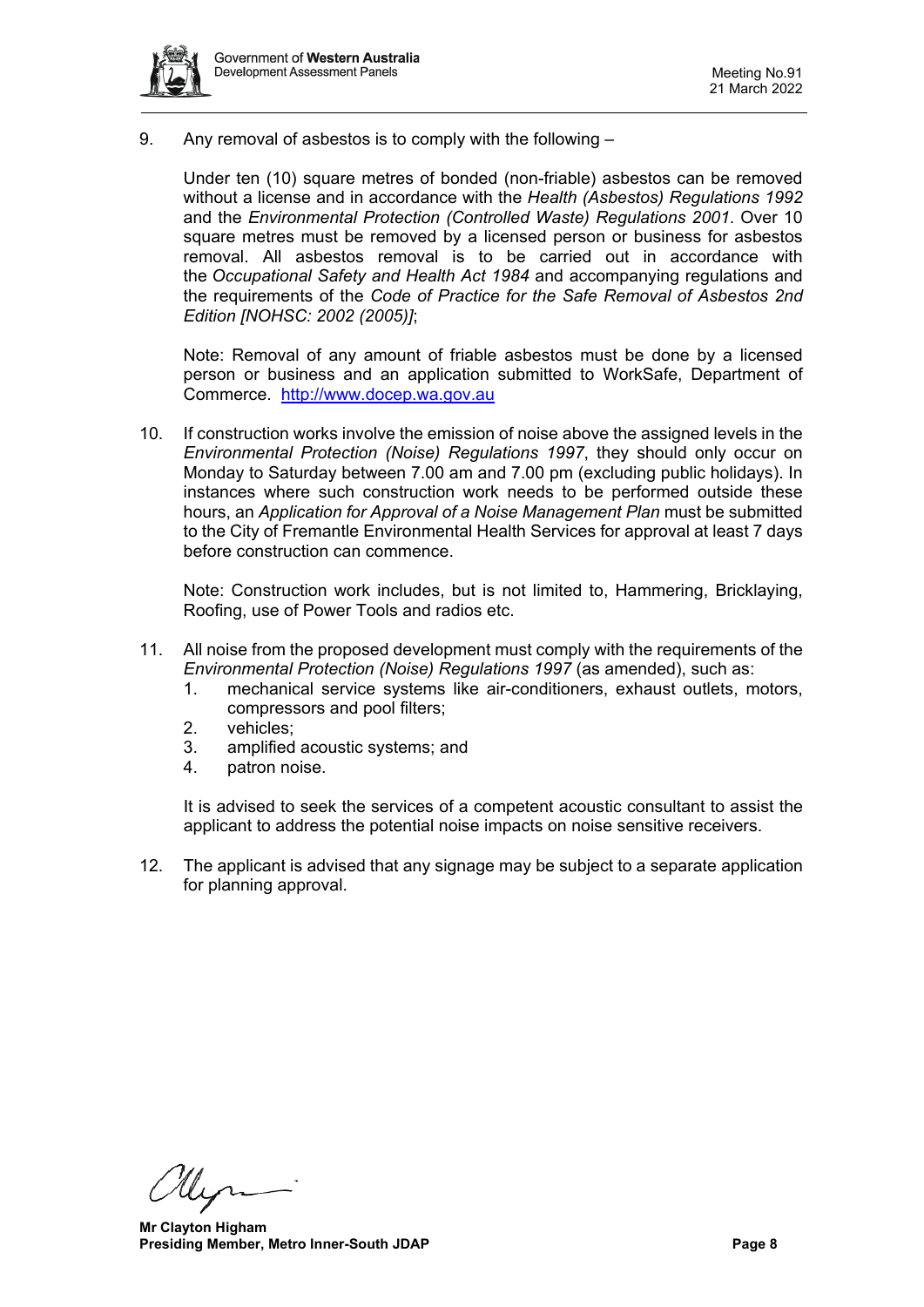9. Any removal of asbestos is to comply with the following –

   Under ten (10) square metres of bonded (non-friable) asbestos can be removed without a license and in accordance with the *Health (Asbestos) Regulations 1992* and the *Environmental Protection (Controlled Waste) Regulations 2001*. Over 10 square metres must be removed by a licensed person or business for asbestos removal. All asbestos removal is to be carried out in accordance with the *Occupational Safety and Health Act 1984* and accompanying regulations and the requirements of the *Code of Practice for the Safe Removal of Asbestos 2nd Edition [NOHSC: 2002 (2005)]*;

   Note: Removal of any amount of friable asbestos must be done by a licensed person or business and an application submitted to WorkSafe, Department of Commerce. [http://www.docep.wa.gov.au](http://www.docep.wa.gov.au)

10. If construction works involve the emission of noise above the assigned levels in the *Environmental Protection (Noise) Regulations 1997*, they should only occur on Monday to Saturday between 7.00 am and 7.00 pm (excluding public holidays). In instances where such construction work needs to be performed outside these hours, an *Application for Approval of a Noise Management Plan* must be submitted to the City of Fremantle Environmental Health Services for approval at least 7 days before construction can commence.

    Note: Construction work includes, but is not limited to, Hammering, Bricklaying, Roofing, use of Power Tools and radios etc.

11. All noise from the proposed development must comply with the requirements of the *Environmental Protection (Noise) Regulations 1997* (as amended), such as:
    1. mechanical service systems like air-conditioners, exhaust outlets, motors, compressors and pool filters;
    2. vehicles;
    3. amplified acoustic systems; and
    4. patron noise.

    It is advised to seek the services of a competent acoustic consultant to assist the applicant to address the potential noise impacts on noise sensitive receivers.

12. The applicant is advised that any signage may be subject to a separate application for planning approval.

**Mr Clayton Higham**
**Presiding Member, Metro Inner-South JDAP**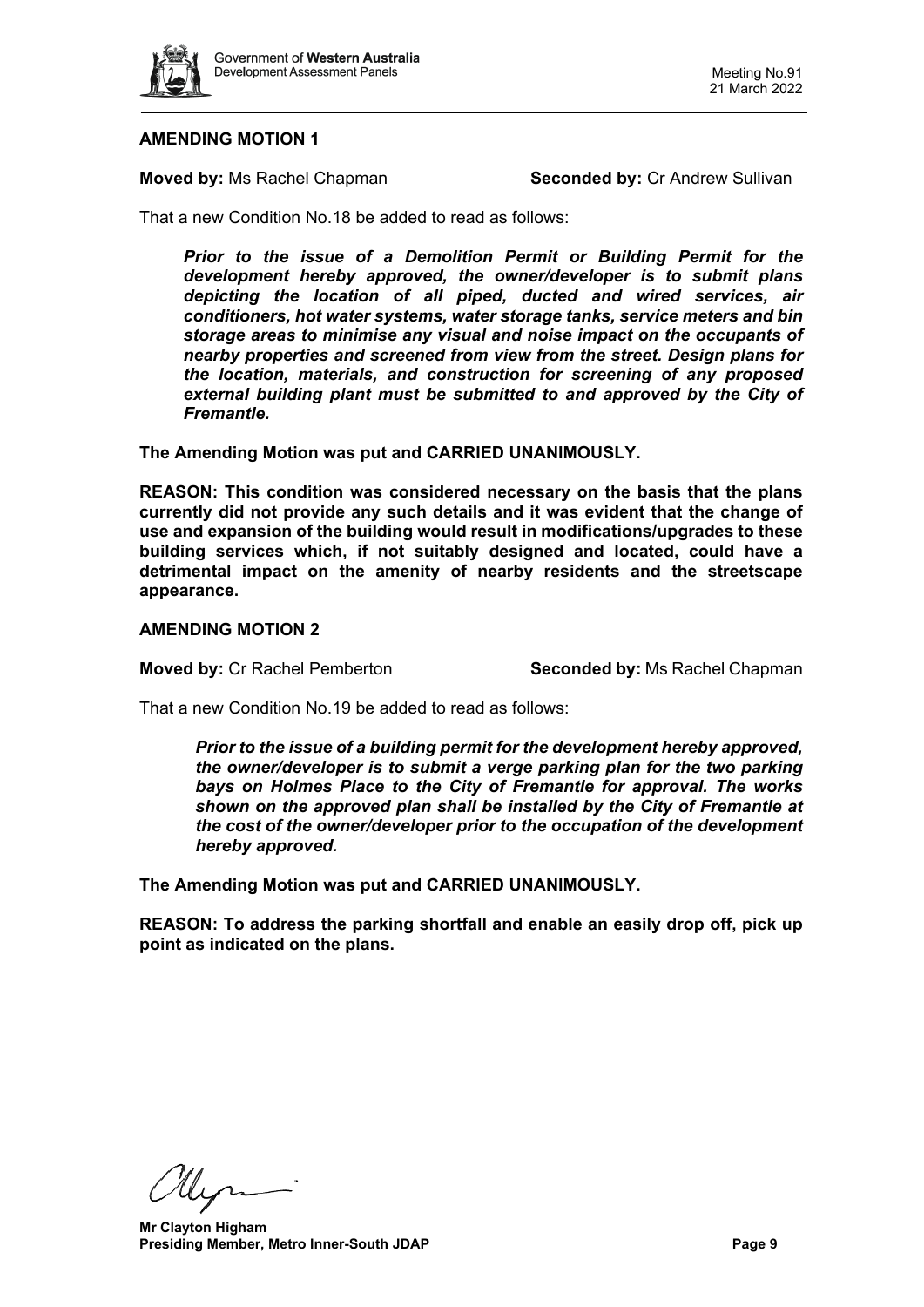**AMENDING MOTION 1**

**Moved by:** Ms Rachel Chapman **Seconded by:** Cr Andrew Sullivan

That a new Condition No.18 be added to read as follows:

> ***Prior to the issue of a Demolition Permit or Building Permit for the development hereby approved, the owner/developer is to submit plans depicting the location of all piped, ducted and wired services, air conditioners, hot water systems, water storage tanks, service meters and bin storage areas to minimise any visual and noise impact on the occupants of nearby properties and screened from view from the street. Design plans for the location, materials, and construction for screening of any proposed external building plant must be submitted to and approved by the City of Fremantle.***

**The Amending Motion was put and CARRIED UNANIMOUSLY.**

**REASON: This condition was considered necessary on the basis that the plans currently did not provide any such details and it was evident that the change of use and expansion of the building would result in modifications/upgrades to these building services which, if not suitably designed and located, could have a detrimental impact on the amenity of nearby residents and the streetscape appearance.**

**AMENDING MOTION 2**

**Moved by:** Cr Rachel Pemberton **Seconded by:** Ms Rachel Chapman

That a new Condition No.19 be added to read as follows:

> ***Prior to the issue of a building permit for the development hereby approved, the owner/developer is to submit a verge parking plan for the two parking bays on Holmes Place to the City of Fremantle for approval. The works shown on the approved plan shall be installed by the City of Fremantle at the cost of the owner/developer prior to the occupation of the development hereby approved.***

**The Amending Motion was put and CARRIED UNANIMOUSLY.**

**REASON: To address the parking shortfall and enable an easily drop off, pick up point as indicated on the plans.**

**Mr Clayton Higham**
**Presiding Member, Metro Inner-South JDAP**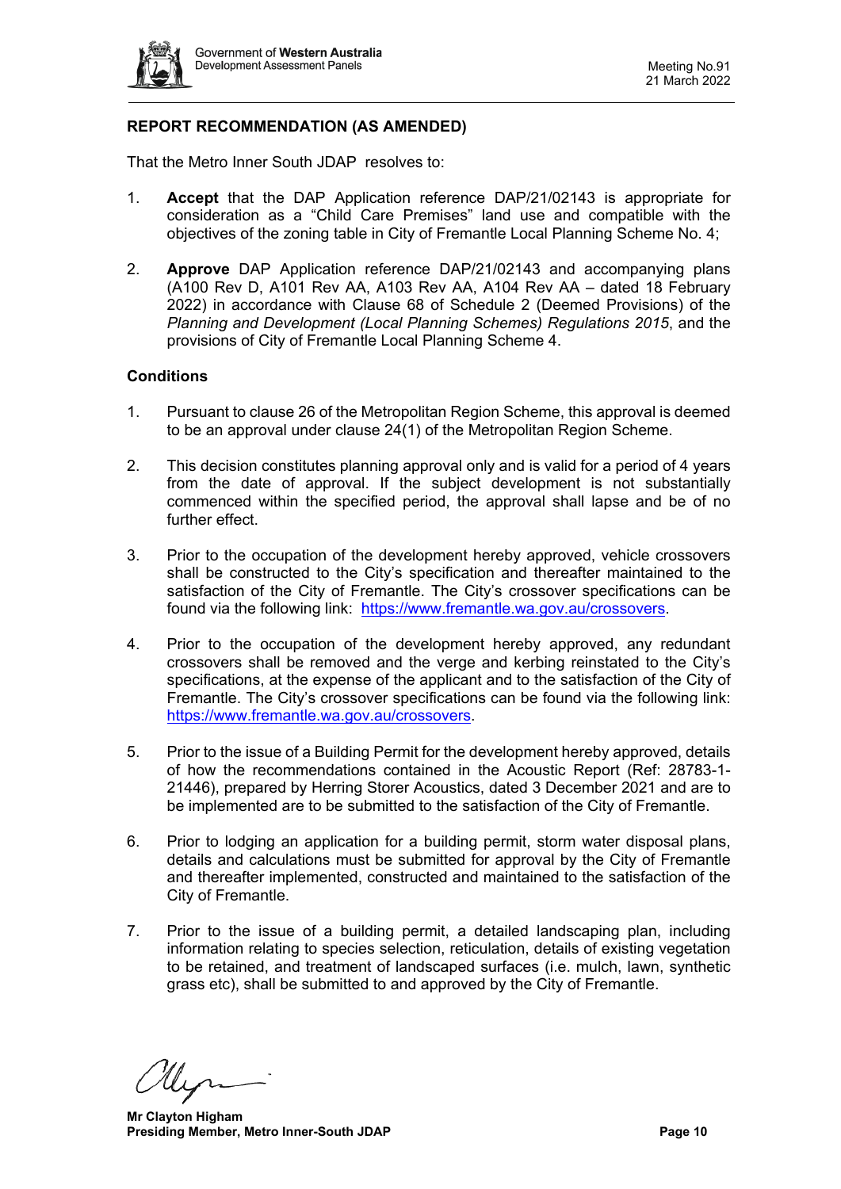## REPORT RECOMMENDATION (AS AMENDED)

That the Metro Inner South JDAP resolves to:

1. **Accept** that the DAP Application reference DAP/21/02143 is appropriate for consideration as a "Child Care Premises" land use and compatible with the objectives of the zoning table in City of Fremantle Local Planning Scheme No. 4;

2. **Approve** DAP Application reference DAP/21/02143 and accompanying plans (A100 Rev D, A101 Rev AA, A103 Rev AA, A104 Rev AA – dated 18 February 2022) in accordance with Clause 68 of Schedule 2 (Deemed Provisions) of the *Planning and Development (Local Planning Schemes) Regulations 2015*, and the provisions of City of Fremantle Local Planning Scheme 4.

### Conditions

1. Pursuant to clause 26 of the Metropolitan Region Scheme, this approval is deemed to be an approval under clause 24(1) of the Metropolitan Region Scheme.

2. This decision constitutes planning approval only and is valid for a period of 4 years from the date of approval. If the subject development is not substantially commenced within the specified period, the approval shall lapse and be of no further effect.

3. Prior to the occupation of the development hereby approved, vehicle crossovers shall be constructed to the City's specification and thereafter maintained to the satisfaction of the City of Fremantle. The City's crossover specifications can be found via the following link: [https://www.fremantle.wa.gov.au/crossovers](https://www.fremantle.wa.gov.au/crossovers).

4. Prior to the occupation of the development hereby approved, any redundant crossovers shall be removed and the verge and kerbing reinstated to the City's specifications, at the expense of the applicant and to the satisfaction of the City of Fremantle. The City's crossover specifications can be found via the following link: [https://www.fremantle.wa.gov.au/crossovers](https://www.fremantle.wa.gov.au/crossovers).

5. Prior to the issue of a Building Permit for the development hereby approved, details of how the recommendations contained in the Acoustic Report (Ref: 28783-1-21446), prepared by Herring Storer Acoustics, dated 3 December 2021 and are to be implemented are to be submitted to the satisfaction of the City of Fremantle.

6. Prior to lodging an application for a building permit, storm water disposal plans, details and calculations must be submitted for approval by the City of Fremantle and thereafter implemented, constructed and maintained to the satisfaction of the City of Fremantle.

7. Prior to the issue of a building permit, a detailed landscaping plan, including information relating to species selection, reticulation, details of existing vegetation to be retained, and treatment of landscaped surfaces (i.e. mulch, lawn, synthetic grass etc), shall be submitted to and approved by the City of Fremantle.

**Mr Clayton Higham**
**Presiding Member, Metro Inner-South JDAP**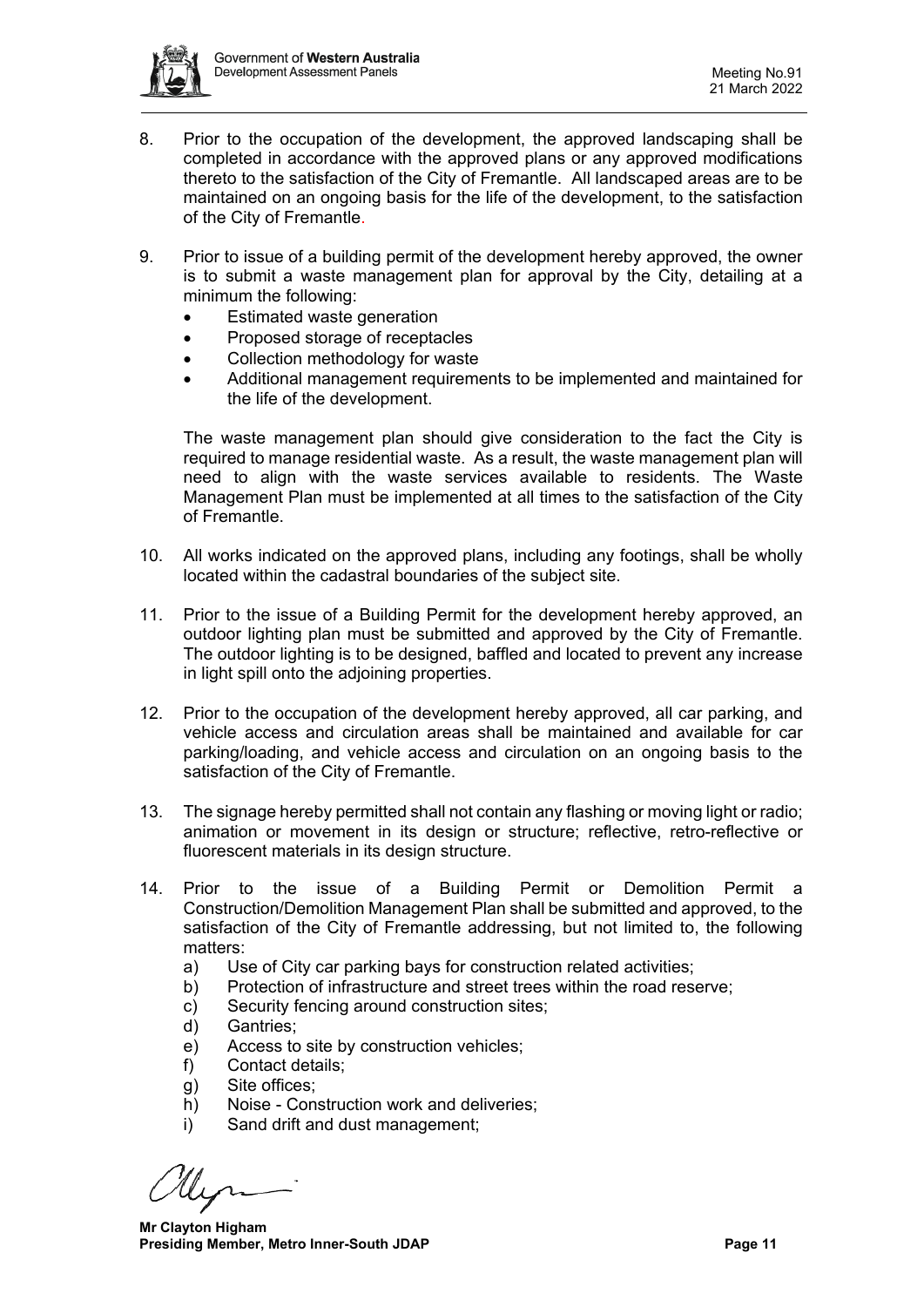8. Prior to the occupation of the development, the approved landscaping shall be completed in accordance with the approved plans or any approved modifications thereto to the satisfaction of the City of Fremantle. All landscaped areas are to be maintained on an ongoing basis for the life of the development, to the satisfaction of the City of Fremantle.

9. Prior to issue of a building permit of the development hereby approved, the owner is to submit a waste management plan for approval by the City, detailing at a minimum the following:
   - Estimated waste generation
   - Proposed storage of receptacles
   - Collection methodology for waste
   - Additional management requirements to be implemented and maintained for the life of the development.

   The waste management plan should give consideration to the fact the City is required to manage residential waste. As a result, the waste management plan will need to align with the waste services available to residents. The Waste Management Plan must be implemented at all times to the satisfaction of the City of Fremantle.

10. All works indicated on the approved plans, including any footings, shall be wholly located within the cadastral boundaries of the subject site.

11. Prior to the issue of a Building Permit for the development hereby approved, an outdoor lighting plan must be submitted and approved by the City of Fremantle. The outdoor lighting is to be designed, baffled and located to prevent any increase in light spill onto the adjoining properties.

12. Prior to the occupation of the development hereby approved, all car parking, and vehicle access and circulation areas shall be maintained and available for car parking/loading, and vehicle access and circulation on an ongoing basis to the satisfaction of the City of Fremantle.

13. The signage hereby permitted shall not contain any flashing or moving light or radio; animation or movement in its design or structure; reflective, retro-reflective or fluorescent materials in its design structure.

14. Prior to the issue of a Building Permit or Demolition Permit a Construction/Demolition Management Plan shall be submitted and approved, to the satisfaction of the City of Fremantle addressing, but not limited to, the following matters:
    a) Use of City car parking bays for construction related activities;
    b) Protection of infrastructure and street trees within the road reserve;
    c) Security fencing around construction sites;
    d) Gantries;
    e) Access to site by construction vehicles;
    f) Contact details;
    g) Site offices;
    h) Noise - Construction work and deliveries;
    i) Sand drift and dust management;

**Mr Clayton Higham**
**Presiding Member, Metro Inner-South JDAP**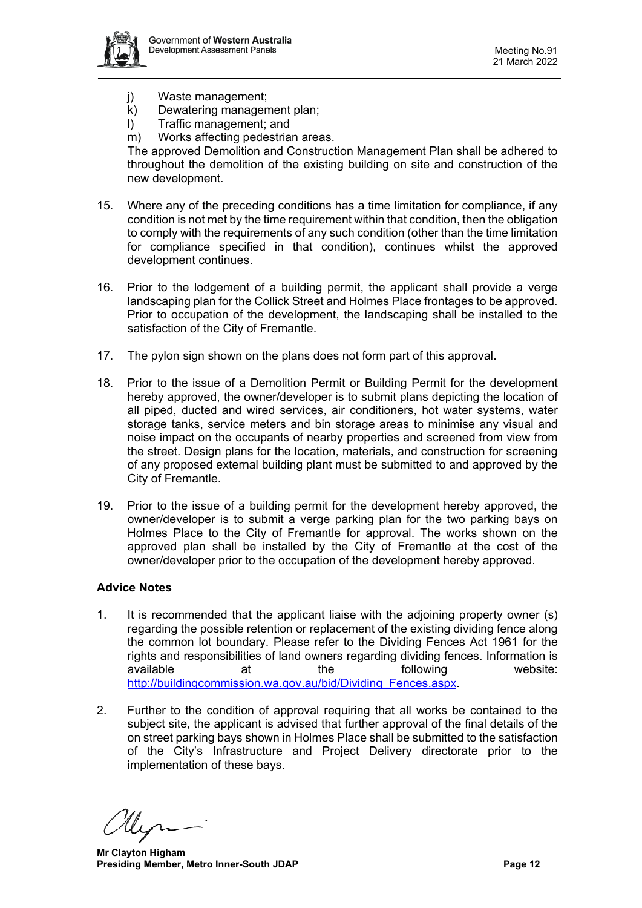j) Waste management;
k) Dewatering management plan;
l) Traffic management; and
m) Works affecting pedestrian areas.

The approved Demolition and Construction Management Plan shall be adhered to throughout the demolition of the existing building on site and construction of the new development.

15. Where any of the preceding conditions has a time limitation for compliance, if any condition is not met by the time requirement within that condition, then the obligation to comply with the requirements of any such condition (other than the time limitation for compliance specified in that condition), continues whilst the approved development continues.

16. Prior to the lodgement of a building permit, the applicant shall provide a verge landscaping plan for the Collick Street and Holmes Place frontages to be approved. Prior to occupation of the development, the landscaping shall be installed to the satisfaction of the City of Fremantle.

17. The pylon sign shown on the plans does not form part of this approval.

18. Prior to the issue of a Demolition Permit or Building Permit for the development hereby approved, the owner/developer is to submit plans depicting the location of all piped, ducted and wired services, air conditioners, hot water systems, water storage tanks, service meters and bin storage areas to minimise any visual and noise impact on the occupants of nearby properties and screened from view from the street. Design plans for the location, materials, and construction for screening of any proposed external building plant must be submitted to and approved by the City of Fremantle.

19. Prior to the issue of a building permit for the development hereby approved, the owner/developer is to submit a verge parking plan for the two parking bays on Holmes Place to the City of Fremantle for approval. The works shown on the approved plan shall be installed by the City of Fremantle at the cost of the owner/developer prior to the occupation of the development hereby approved.

**Advice Notes**

1. It is recommended that the applicant liaise with the adjoining property owner (s) regarding the possible retention or replacement of the existing dividing fence along the common lot boundary. Please refer to the Dividing Fences Act 1961 for the rights and responsibilities of land owners regarding dividing fences. Information is available at the following website: [http://buildingcommission.wa.gov.au/bid/Dividing_Fences.aspx](http://buildingcommission.wa.gov.au/bid/Dividing_Fences.aspx).

2. Further to the condition of approval requiring that all works be contained to the subject site, the applicant is advised that further approval of the final details of the on street parking bays shown in Holmes Place shall be submitted to the satisfaction of the City's Infrastructure and Project Delivery directorate prior to the implementation of these bays.

**Mr Clayton Higham**
**Presiding Member, Metro Inner-South JDAP**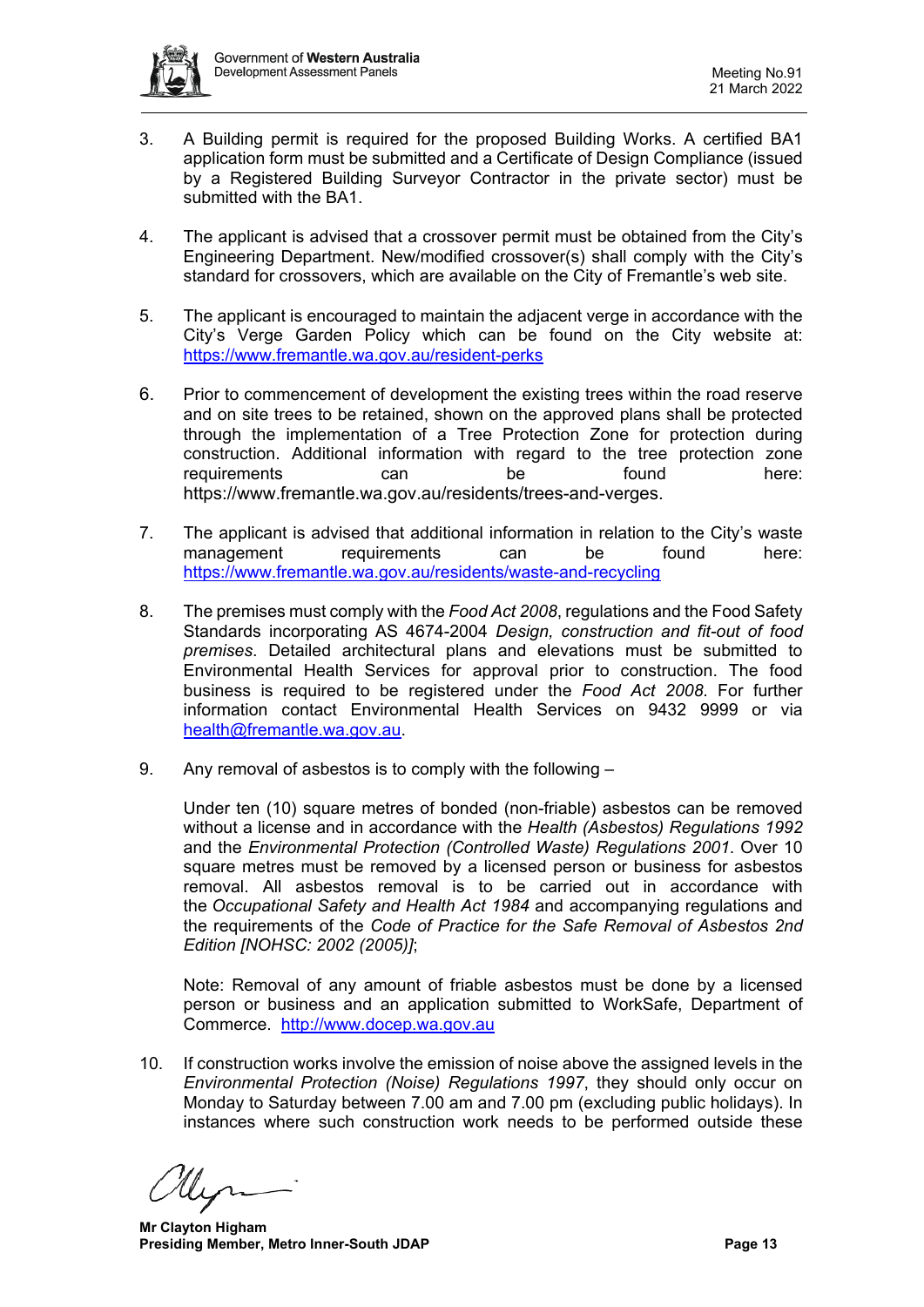3. A Building permit is required for the proposed Building Works. A certified BA1 application form must be submitted and a Certificate of Design Compliance (issued by a Registered Building Surveyor Contractor in the private sector) must be submitted with the BA1.

4. The applicant is advised that a crossover permit must be obtained from the City's Engineering Department. New/modified crossover(s) shall comply with the City's standard for crossovers, which are available on the City of Fremantle's web site.

5. The applicant is encouraged to maintain the adjacent verge in accordance with the City's Verge Garden Policy which can be found on the City website at: [https://www.fremantle.wa.gov.au/resident-perks](https://www.fremantle.wa.gov.au/resident-perks)

6. Prior to commencement of development the existing trees within the road reserve and on site trees to be retained, shown on the approved plans shall be protected through the implementation of a Tree Protection Zone for protection during construction. Additional information with regard to the tree protection zone requirements can be found here: https://www.fremantle.wa.gov.au/residents/trees-and-verges.

7. The applicant is advised that additional information in relation to the City's waste management requirements can be found here: [https://www.fremantle.wa.gov.au/residents/waste-and-recycling](https://www.fremantle.wa.gov.au/residents/waste-and-recycling)

8. The premises must comply with the *Food Act 2008*, regulations and the Food Safety Standards incorporating AS 4674-2004 *Design, construction and fit-out of food premises*. Detailed architectural plans and elevations must be submitted to Environmental Health Services for approval prior to construction. The food business is required to be registered under the *Food Act 2008*. For further information contact Environmental Health Services on 9432 9999 or via [health@fremantle.wa.gov.au](mailto:health@fremantle.wa.gov.au).

9. Any removal of asbestos is to comply with the following –

   Under ten (10) square metres of bonded (non-friable) asbestos can be removed without a license and in accordance with the *Health (Asbestos) Regulations 1992* and the *Environmental Protection (Controlled Waste) Regulations 2001*. Over 10 square metres must be removed by a licensed person or business for asbestos removal. All asbestos removal is to be carried out in accordance with the *Occupational Safety and Health Act 1984* and accompanying regulations and the requirements of the *Code of Practice for the Safe Removal of Asbestos 2nd Edition [NOHSC: 2002 (2005)]*;

   Note: Removal of any amount of friable asbestos must be done by a licensed person or business and an application submitted to WorkSafe, Department of Commerce. [http://www.docep.wa.gov.au](http://www.docep.wa.gov.au)

10. If construction works involve the emission of noise above the assigned levels in the *Environmental Protection (Noise) Regulations 1997*, they should only occur on Monday to Saturday between 7.00 am and 7.00 pm (excluding public holidays). In instances where such construction work needs to be performed outside these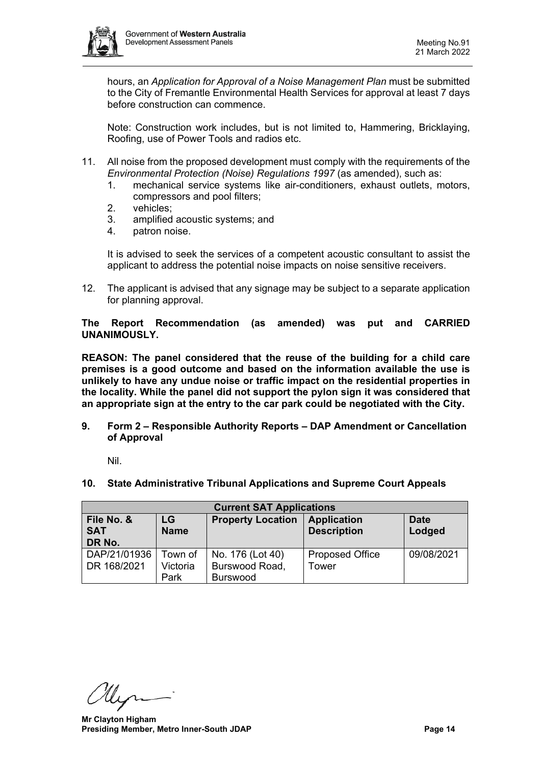hours, an *Application for Approval of a Noise Management Plan* must be submitted to the City of Fremantle Environmental Health Services for approval at least 7 days before construction can commence.

Note: Construction work includes, but is not limited to, Hammering, Bricklaying, Roofing, use of Power Tools and radios etc.

11. All noise from the proposed development must comply with the requirements of the *Environmental Protection (Noise) Regulations 1997* (as amended), such as:
    1. mechanical service systems like air-conditioners, exhaust outlets, motors, compressors and pool filters;
    2. vehicles;
    3. amplified acoustic systems; and
    4. patron noise.

    It is advised to seek the services of a competent acoustic consultant to assist the applicant to address the potential noise impacts on noise sensitive receivers.

12. The applicant is advised that any signage may be subject to a separate application for planning approval.

**The Report Recommendation (as amended) was put and CARRIED UNANIMOUSLY.**

**REASON: The panel considered that the reuse of the building for a child care premises is a good outcome and based on the information available the use is unlikely to have any undue noise or traffic impact on the residential properties in the locality. While the panel did not support the pylon sign it was considered that an appropriate sign at the entry to the car park could be negotiated with the City.**

## 9. Form 2 – Responsible Authority Reports – DAP Amendment or Cancellation of Approval

Nil.

## 10. State Administrative Tribunal Applications and Supreme Court Appeals

| Current SAT Applications | | | | |
|---|---|---|---|---|
| **File No. & SAT DR No.** | **LG Name** | **Property Location** | **Application Description** | **Date Lodged** |
| DAP/21/01936 DR 168/2021 | Town of Victoria Park | No. 176 (Lot 40) Burswood Road, Burswood | Proposed Office Tower | 09/08/2021 |

**Mr Clayton Higham**
**Presiding Member, Metro Inner-South JDAP**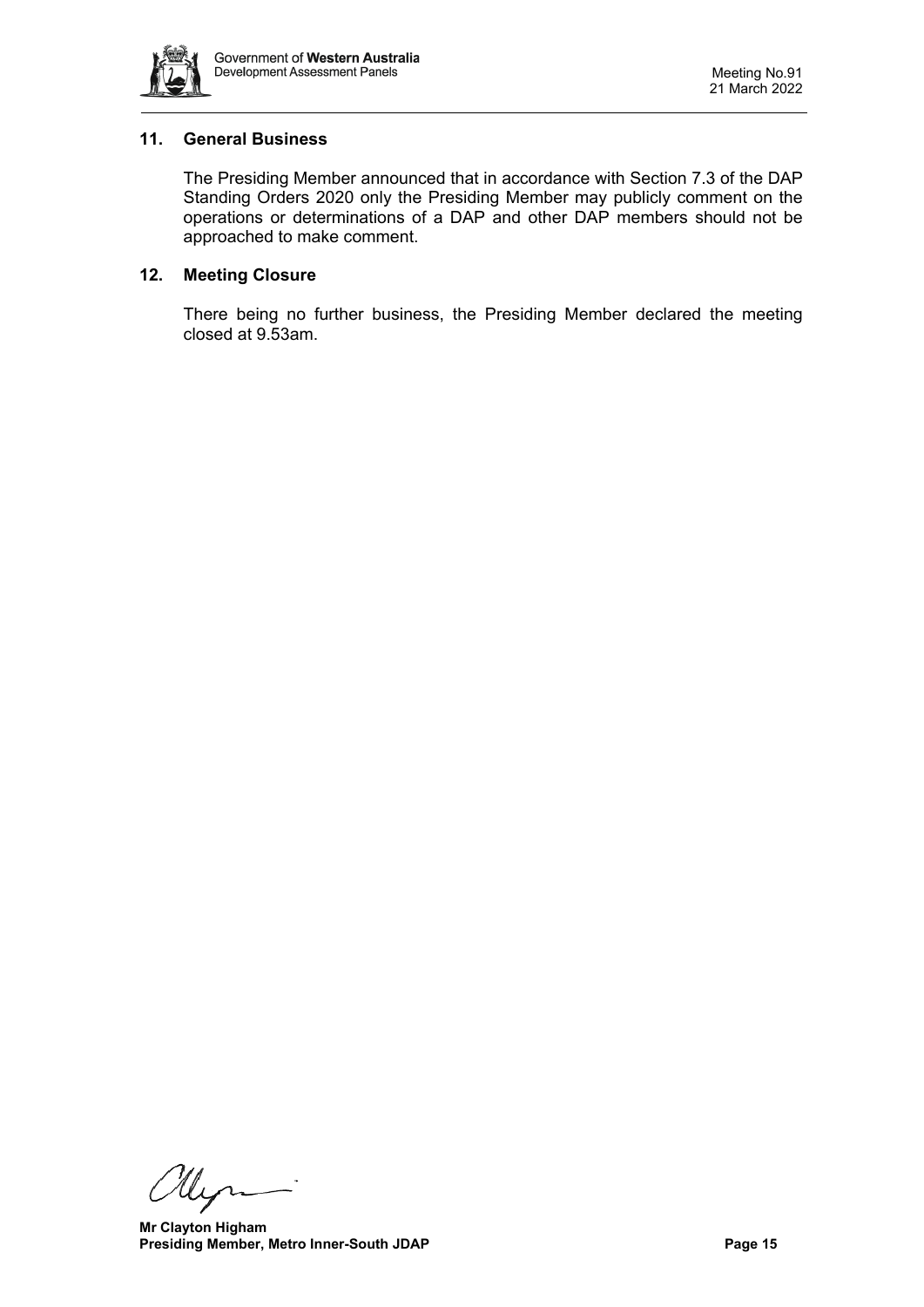## 11. General Business

The Presiding Member announced that in accordance with Section 7.3 of the DAP Standing Orders 2020 only the Presiding Member may publicly comment on the operations or determinations of a DAP and other DAP members should not be approached to make comment.

## 12. Meeting Closure

There being no further business, the Presiding Member declared the meeting closed at 9.53am.

**Mr Clayton Higham**
**Presiding Member, Metro Inner-South JDAP**